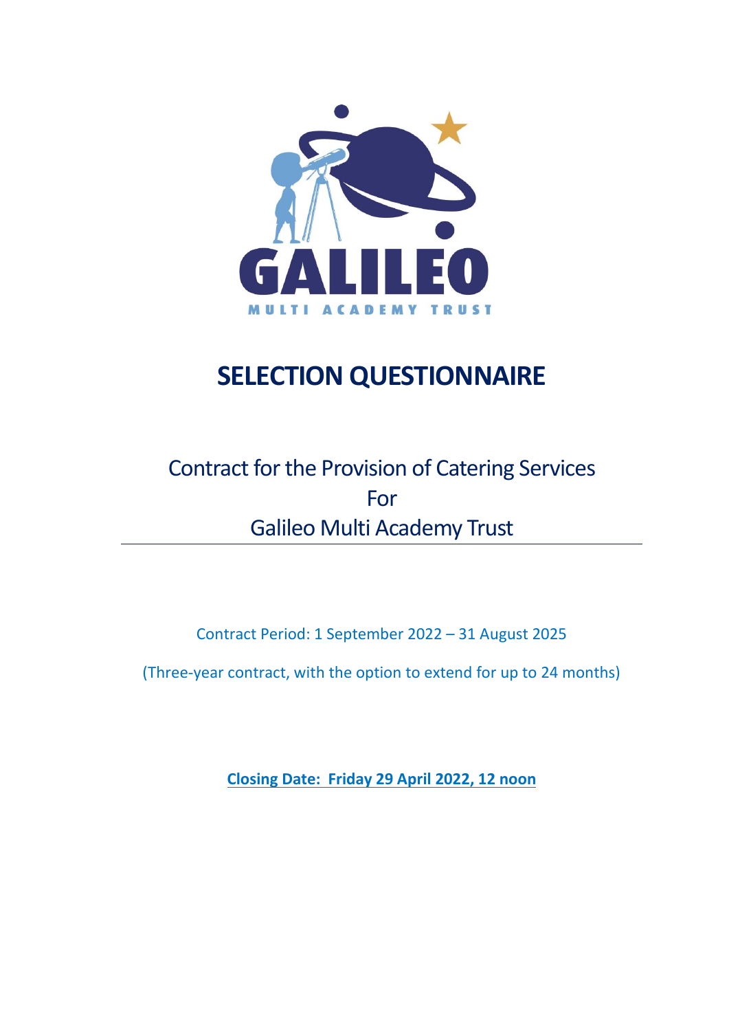# SELECTION QUESTIONNAIRE

Contract for the Provision of Catering Services
For
Galileo Multi Academy Trust

---

Contract Period: 1 September 2022 – 31 August 2025

(Three-year contract, with the option to extend for up to 24 months)

**Closing Date: Friday 29 April 2022, 12 noon**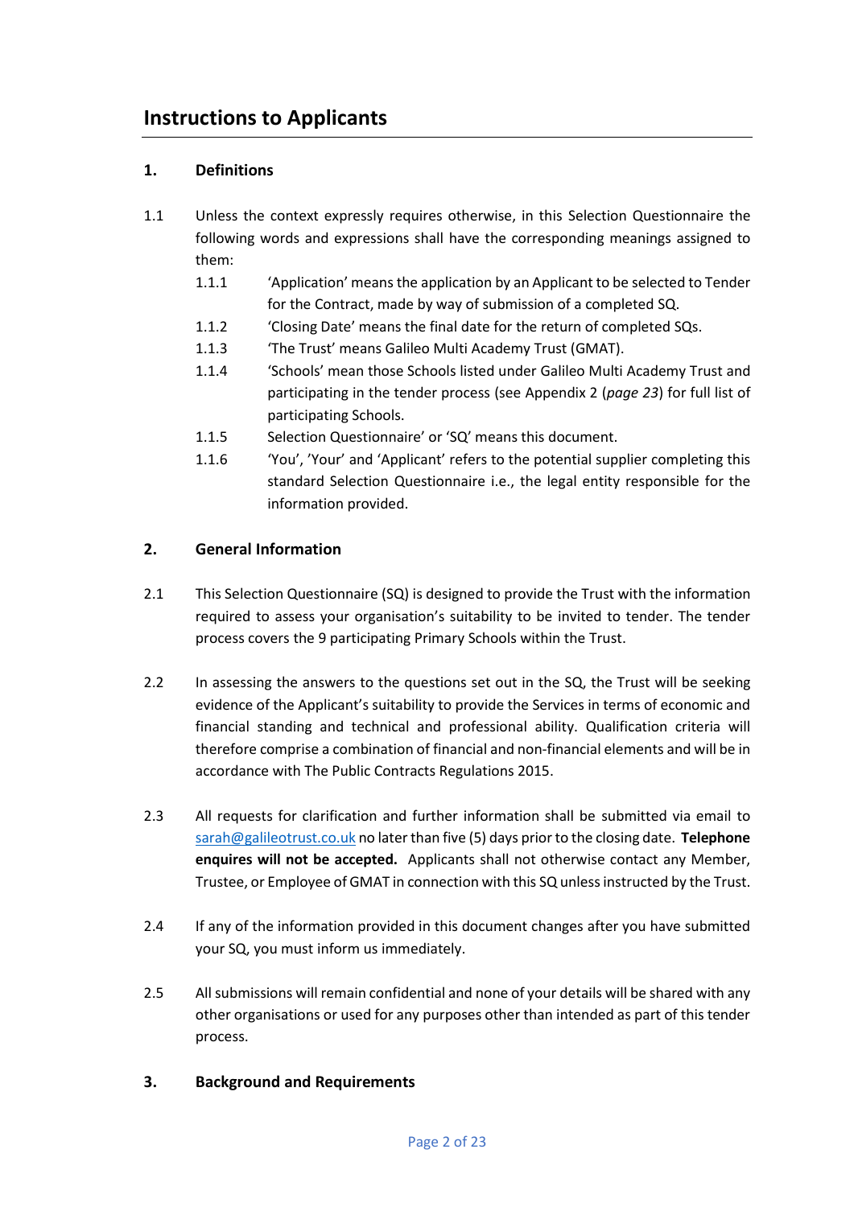## Instructions to Applicants

### 1. Definitions

1.1 Unless the context expressly requires otherwise, in this Selection Questionnaire the following words and expressions shall have the corresponding meanings assigned to them:

1.1.1 'Application' means the application by an Applicant to be selected to Tender for the Contract, made by way of submission of a completed SQ.

1.1.2 'Closing Date' means the final date for the return of completed SQs.

1.1.3 'The Trust' means Galileo Multi Academy Trust (GMAT).

1.1.4 'Schools' mean those Schools listed under Galileo Multi Academy Trust and participating in the tender process (see Appendix 2 (*page 23*) for full list of participating Schools.

1.1.5 Selection Questionnaire' or 'SQ' means this document.

1.1.6 'You', 'Your' and 'Applicant' refers to the potential supplier completing this standard Selection Questionnaire i.e., the legal entity responsible for the information provided.

### 2. General Information

2.1 This Selection Questionnaire (SQ) is designed to provide the Trust with the information required to assess your organisation's suitability to be invited to tender. The tender process covers the 9 participating Primary Schools within the Trust.

2.2 In assessing the answers to the questions set out in the SQ, the Trust will be seeking evidence of the Applicant's suitability to provide the Services in terms of economic and financial standing and technical and professional ability. Qualification criteria will therefore comprise a combination of financial and non-financial elements and will be in accordance with The Public Contracts Regulations 2015.

2.3 All requests for clarification and further information shall be submitted via email to sarah@galileotrust.co.uk no later than five (5) days prior to the closing date. **Telephone enquires will not be accepted.** Applicants shall not otherwise contact any Member, Trustee, or Employee of GMAT in connection with this SQ unless instructed by the Trust.

2.4 If any of the information provided in this document changes after you have submitted your SQ, you must inform us immediately.

2.5 All submissions will remain confidential and none of your details will be shared with any other organisations or used for any purposes other than intended as part of this tender process.

### 3. Background and Requirements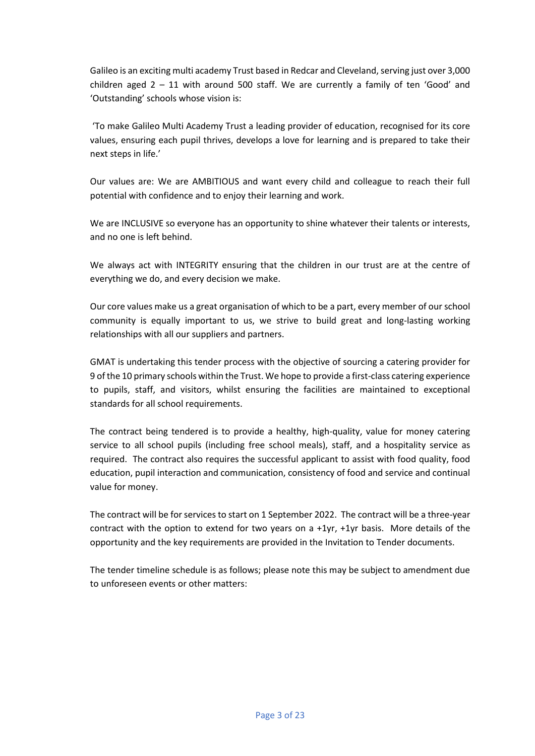Galileo is an exciting multi academy Trust based in Redcar and Cleveland, serving just over 3,000 children aged 2 – 11 with around 500 staff. We are currently a family of ten 'Good' and 'Outstanding' schools whose vision is:

'To make Galileo Multi Academy Trust a leading provider of education, recognised for its core values, ensuring each pupil thrives, develops a love for learning and is prepared to take their next steps in life.'

Our values are: We are AMBITIOUS and want every child and colleague to reach their full potential with confidence and to enjoy their learning and work.

We are INCLUSIVE so everyone has an opportunity to shine whatever their talents or interests, and no one is left behind.

We always act with INTEGRITY ensuring that the children in our trust are at the centre of everything we do, and every decision we make.

Our core values make us a great organisation of which to be a part, every member of our school community is equally important to us, we strive to build great and long-lasting working relationships with all our suppliers and partners.

GMAT is undertaking this tender process with the objective of sourcing a catering provider for 9 of the 10 primary schools within the Trust. We hope to provide a first-class catering experience to pupils, staff, and visitors, whilst ensuring the facilities are maintained to exceptional standards for all school requirements.

The contract being tendered is to provide a healthy, high-quality, value for money catering service to all school pupils (including free school meals), staff, and a hospitality service as required. The contract also requires the successful applicant to assist with food quality, food education, pupil interaction and communication, consistency of food and service and continual value for money.

The contract will be for services to start on 1 September 2022. The contract will be a three-year contract with the option to extend for two years on a +1yr, +1yr basis. More details of the opportunity and the key requirements are provided in the Invitation to Tender documents.

The tender timeline schedule is as follows; please note this may be subject to amendment due to unforeseen events or other matters: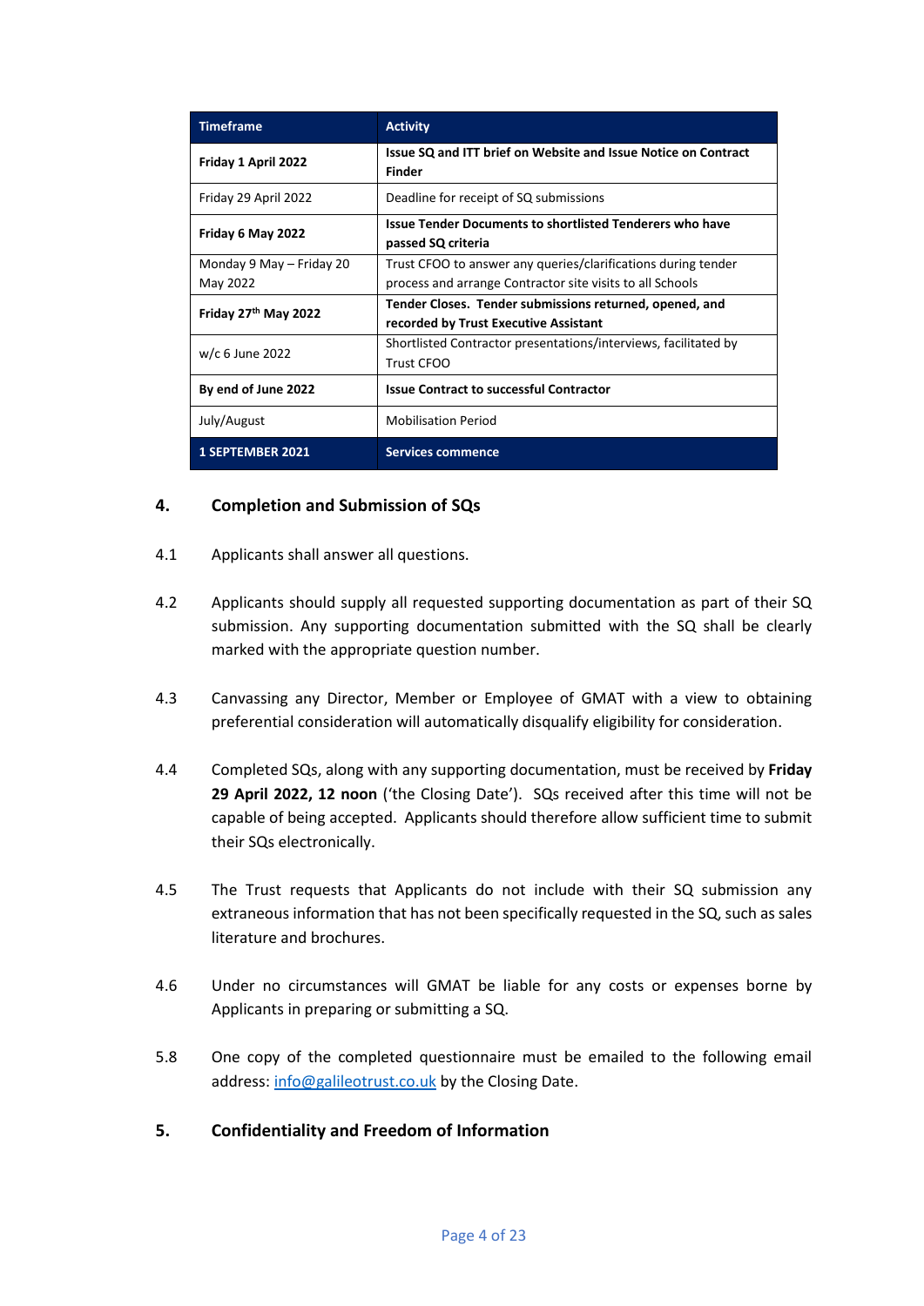| Timeframe | Activity |
|---|---|
| **Friday 1 April 2022** | **Issue SQ and ITT brief on Website and Issue Notice on Contract Finder** |
| Friday 29 April 2022 | Deadline for receipt of SQ submissions |
| **Friday 6 May 2022** | **Issue Tender Documents to shortlisted Tenderers who have passed SQ criteria** |
| Monday 9 May – Friday 20 May 2022 | Trust CFOO to answer any queries/clarifications during tender process and arrange Contractor site visits to all Schools |
| **Friday 27th May 2022** | **Tender Closes. Tender submissions returned, opened, and recorded by Trust Executive Assistant** |
| w/c 6 June 2022 | Shortlisted Contractor presentations/interviews, facilitated by Trust CFOO |
| **By end of June 2022** | **Issue Contract to successful Contractor** |
| July/August | Mobilisation Period |
| **1 SEPTEMBER 2021** | **Services commence** |

## 4. Completion and Submission of SQs

4.1 Applicants shall answer all questions.

4.2 Applicants should supply all requested supporting documentation as part of their SQ submission. Any supporting documentation submitted with the SQ shall be clearly marked with the appropriate question number.

4.3 Canvassing any Director, Member or Employee of GMAT with a view to obtaining preferential consideration will automatically disqualify eligibility for consideration.

4.4 Completed SQs, along with any supporting documentation, must be received by **Friday 29 April 2022, 12 noon** ('the Closing Date'). SQs received after this time will not be capable of being accepted. Applicants should therefore allow sufficient time to submit their SQs electronically.

4.5 The Trust requests that Applicants do not include with their SQ submission any extraneous information that has not been specifically requested in the SQ, such as sales literature and brochures.

4.6 Under no circumstances will GMAT be liable for any costs or expenses borne by Applicants in preparing or submitting a SQ.

5.8 One copy of the completed questionnaire must be emailed to the following email address: info@galileotrust.co.uk by the Closing Date.

## 5. Confidentiality and Freedom of Information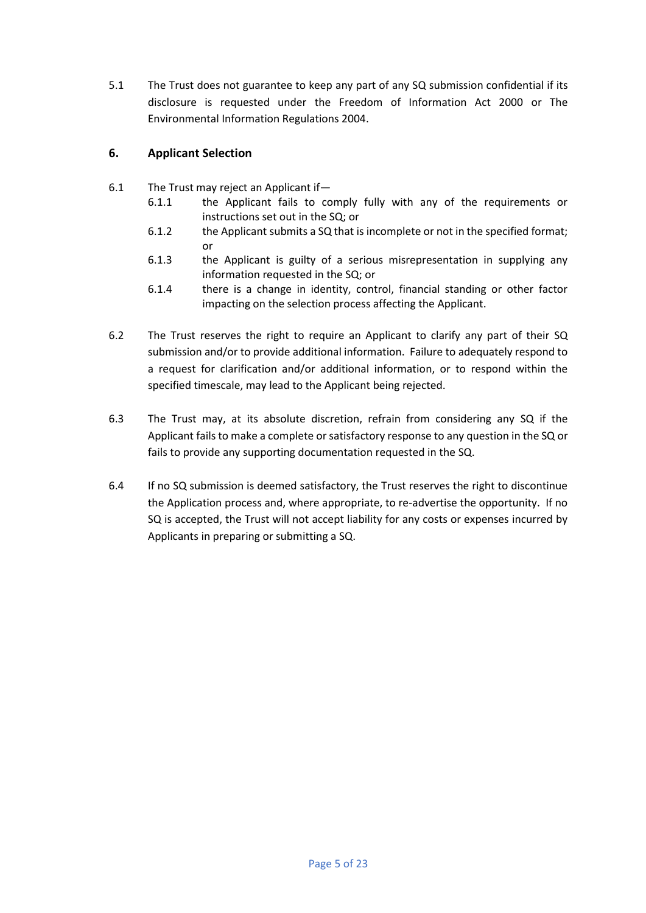5.1 The Trust does not guarantee to keep any part of any SQ submission confidential if its disclosure is requested under the Freedom of Information Act 2000 or The Environmental Information Regulations 2004.

## 6. Applicant Selection

6.1 The Trust may reject an Applicant if—

- 6.1.1 the Applicant fails to comply fully with any of the requirements or instructions set out in the SQ; or
- 6.1.2 the Applicant submits a SQ that is incomplete or not in the specified format; or
- 6.1.3 the Applicant is guilty of a serious misrepresentation in supplying any information requested in the SQ; or
- 6.1.4 there is a change in identity, control, financial standing or other factor impacting on the selection process affecting the Applicant.

6.2 The Trust reserves the right to require an Applicant to clarify any part of their SQ submission and/or to provide additional information. Failure to adequately respond to a request for clarification and/or additional information, or to respond within the specified timescale, may lead to the Applicant being rejected.

6.3 The Trust may, at its absolute discretion, refrain from considering any SQ if the Applicant fails to make a complete or satisfactory response to any question in the SQ or fails to provide any supporting documentation requested in the SQ.

6.4 If no SQ submission is deemed satisfactory, the Trust reserves the right to discontinue the Application process and, where appropriate, to re-advertise the opportunity. If no SQ is accepted, the Trust will not accept liability for any costs or expenses incurred by Applicants in preparing or submitting a SQ.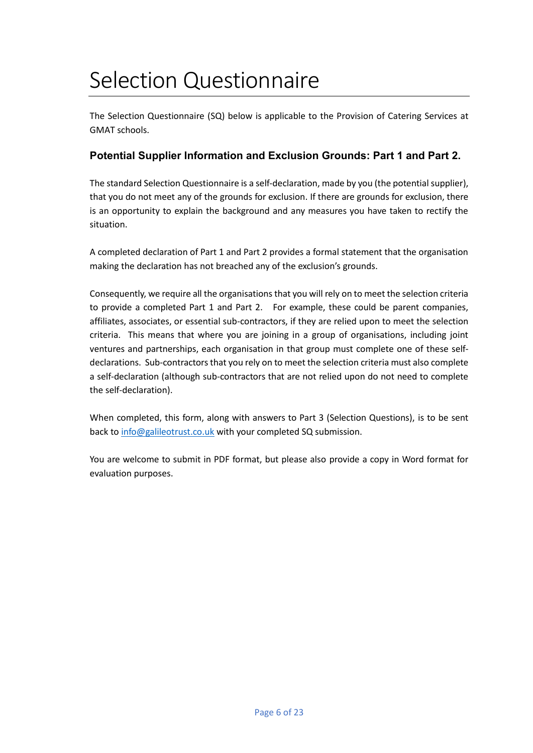# Selection Questionnaire

The Selection Questionnaire (SQ) below is applicable to the Provision of Catering Services at GMAT schools.

## Potential Supplier Information and Exclusion Grounds: Part 1 and Part 2.

The standard Selection Questionnaire is a self-declaration, made by you (the potential supplier), that you do not meet any of the grounds for exclusion. If there are grounds for exclusion, there is an opportunity to explain the background and any measures you have taken to rectify the situation.

A completed declaration of Part 1 and Part 2 provides a formal statement that the organisation making the declaration has not breached any of the exclusion's grounds.

Consequently, we require all the organisations that you will rely on to meet the selection criteria to provide a completed Part 1 and Part 2. For example, these could be parent companies, affiliates, associates, or essential sub-contractors, if they are relied upon to meet the selection criteria. This means that where you are joining in a group of organisations, including joint ventures and partnerships, each organisation in that group must complete one of these self-declarations. Sub-contractors that you rely on to meet the selection criteria must also complete a self-declaration (although sub-contractors that are not relied upon do not need to complete the self-declaration).

When completed, this form, along with answers to Part 3 (Selection Questions), is to be sent back to info@galileotrust.co.uk with your completed SQ submission.

You are welcome to submit in PDF format, but please also provide a copy in Word format for evaluation purposes.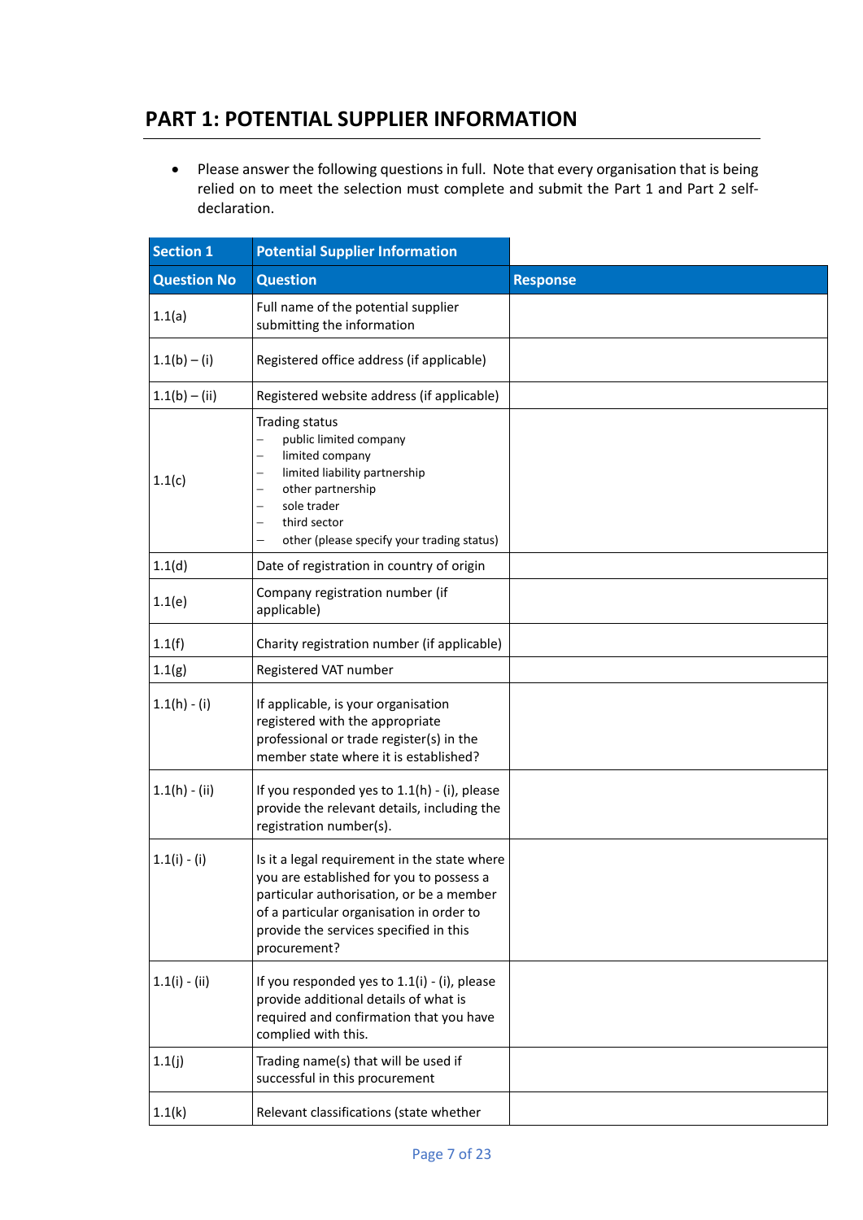## PART 1: POTENTIAL SUPPLIER INFORMATION

- Please answer the following questions in full. Note that every organisation that is being relied on to meet the selection must complete and submit the Part 1 and Part 2 self-declaration.

| Section 1 | Potential Supplier Information | |
|---|---|---|
| **Question No** | **Question** | **Response** |
| 1.1(a) | Full name of the potential supplier submitting the information | |
| 1.1(b) – (i) | Registered office address (if applicable) | |
| 1.1(b) – (ii) | Registered website address (if applicable) | |
| 1.1(c) | Trading status<br>– public limited company<br>– limited company<br>– limited liability partnership<br>– other partnership<br>– sole trader<br>– third sector<br>– other (please specify your trading status) | |
| 1.1(d) | Date of registration in country of origin | |
| 1.1(e) | Company registration number (if applicable) | |
| 1.1(f) | Charity registration number (if applicable) | |
| 1.1(g) | Registered VAT number | |
| 1.1(h) - (i) | If applicable, is your organisation registered with the appropriate professional or trade register(s) in the member state where it is established? | |
| 1.1(h) - (ii) | If you responded yes to 1.1(h) - (i), please provide the relevant details, including the registration number(s). | |
| 1.1(i) - (i) | Is it a legal requirement in the state where you are established for you to possess a particular authorisation, or be a member of a particular organisation in order to provide the services specified in this procurement? | |
| 1.1(i) - (ii) | If you responded yes to 1.1(i) - (i), please provide additional details of what is required and confirmation that you have complied with this. | |
| 1.1(j) | Trading name(s) that will be used if successful in this procurement | |
| 1.1(k) | Relevant classifications (state whether | |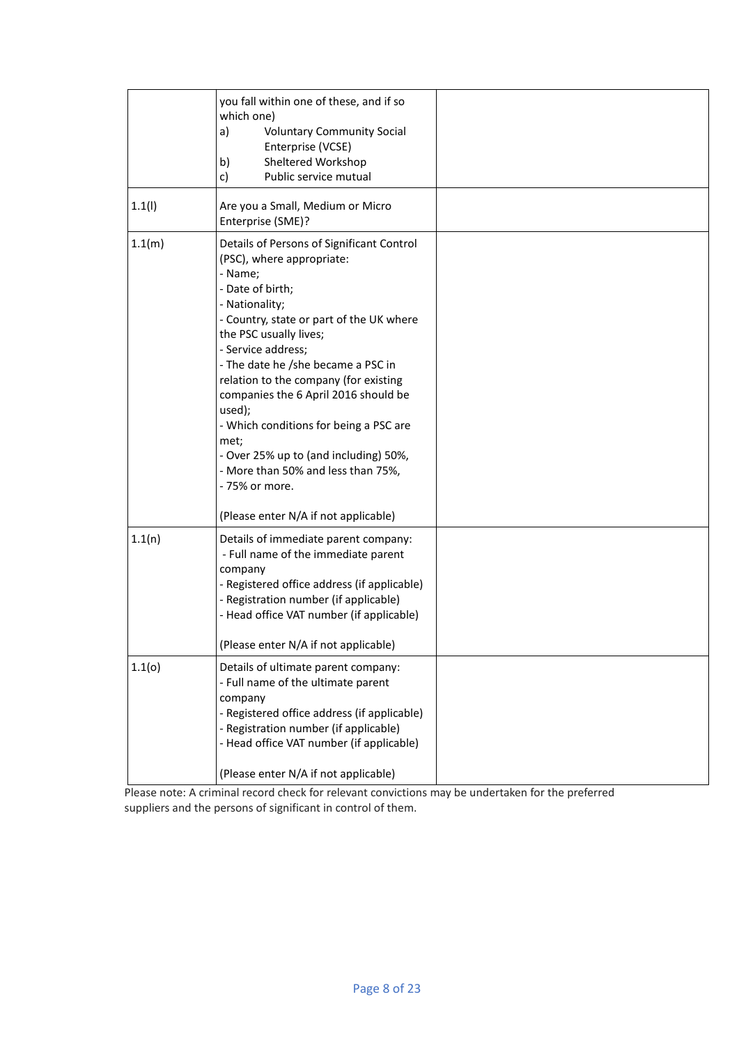| | | |
|---|---|---|
| | you fall within one of these, and if so which one)<br>a) Voluntary Community Social Enterprise (VCSE)<br>b) Sheltered Workshop<br>c) Public service mutual | |
| 1.1(l) | Are you a Small, Medium or Micro Enterprise (SME)? | |
| 1.1(m) | Details of Persons of Significant Control (PSC), where appropriate:<br>- Name;<br>- Date of birth;<br>- Nationality;<br>- Country, state or part of the UK where the PSC usually lives;<br>- Service address;<br>- The date he /she became a PSC in relation to the company (for existing companies the 6 April 2016 should be used);<br>- Which conditions for being a PSC are met;<br>- Over 25% up to (and including) 50%,<br>- More than 50% and less than 75%,<br>- 75% or more.<br><br>(Please enter N/A if not applicable) | |
| 1.1(n) | Details of immediate parent company:<br>- Full name of the immediate parent company<br>- Registered office address (if applicable)<br>- Registration number (if applicable)<br>- Head office VAT number (if applicable)<br><br>(Please enter N/A if not applicable) | |
| 1.1(o) | Details of ultimate parent company:<br>- Full name of the ultimate parent company<br>- Registered office address (if applicable)<br>- Registration number (if applicable)<br>- Head office VAT number (if applicable)<br><br>(Please enter N/A if not applicable) | |

Please note: A criminal record check for relevant convictions may be undertaken for the preferred suppliers and the persons of significant in control of them.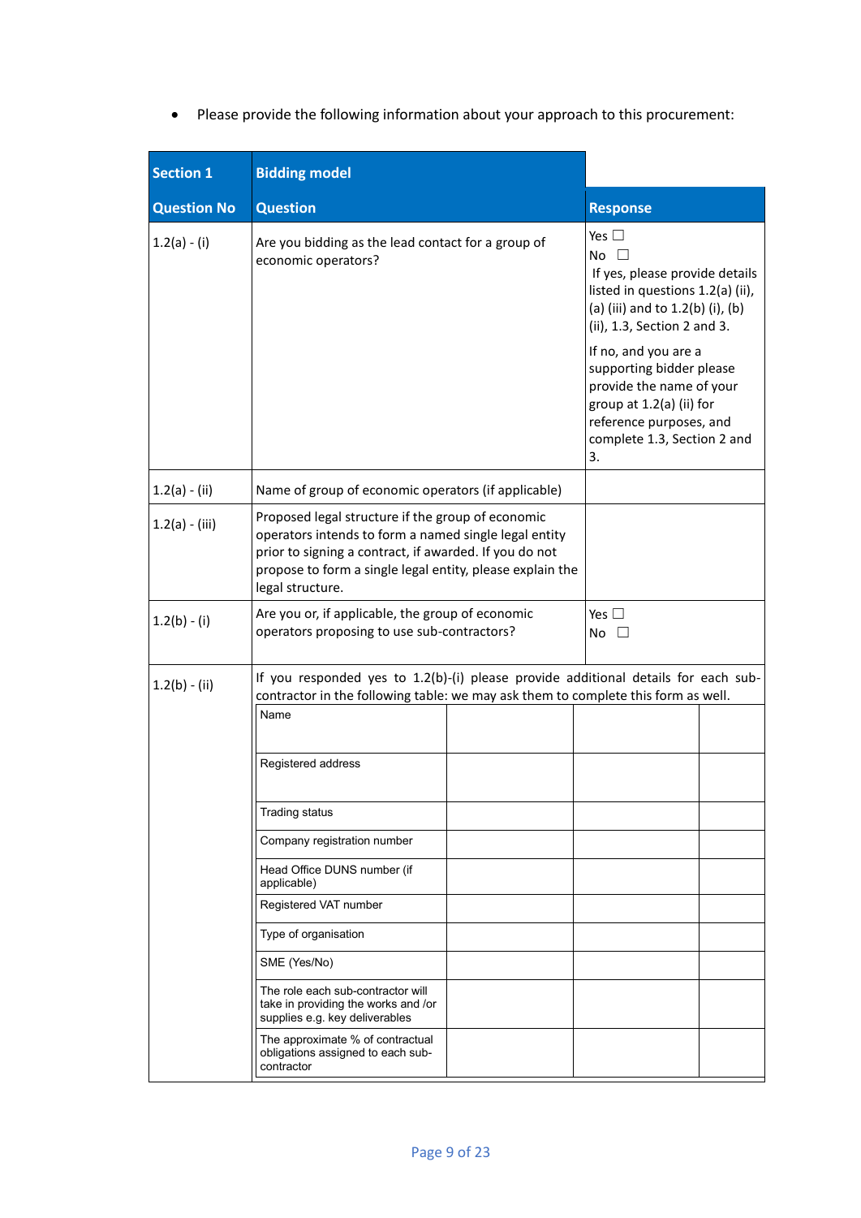- Please provide the following information about your approach to this procurement:

| Section 1 | Bidding model | |
|---|---|---|
| **Question No** | **Question** | **Response** |
| 1.2(a) - (i) | Are you bidding as the lead contact for a group of economic operators? | Yes ☐<br>No ☐<br>If yes, please provide details listed in questions 1.2(a) (ii), (a) (iii) and to 1.2(b) (i), (b) (ii), 1.3, Section 2 and 3.<br><br>If no, and you are a supporting bidder please provide the name of your group at 1.2(a) (ii) for reference purposes, and complete 1.3, Section 2 and 3. |
| 1.2(a) - (ii) | Name of group of economic operators (if applicable) | |
| 1.2(a) - (iii) | Proposed legal structure if the group of economic operators intends to form a named single legal entity prior to signing a contract, if awarded. If you do not propose to form a single legal entity, please explain the legal structure. | |
| 1.2(b) - (i) | Are you or, if applicable, the group of economic operators proposing to use sub-contractors? | Yes ☐<br>No ☐ |
| 1.2(b) - (ii) | If you responded yes to 1.2(b)-(i) please provide additional details for each sub-contractor in the following table: we may ask them to complete this form as well. | |

| | | | |
|---|---|---|---|
| Name | | | |
| Registered address | | | |
| Trading status | | | |
| Company registration number | | | |
| Head Office DUNS number (if applicable) | | | |
| Registered VAT number | | | |
| Type of organisation | | | |
| SME (Yes/No) | | | |
| The role each sub-contractor will take in providing the works and /or supplies e.g. key deliverables | | | |
| The approximate % of contractual obligations assigned to each sub-contractor | | | |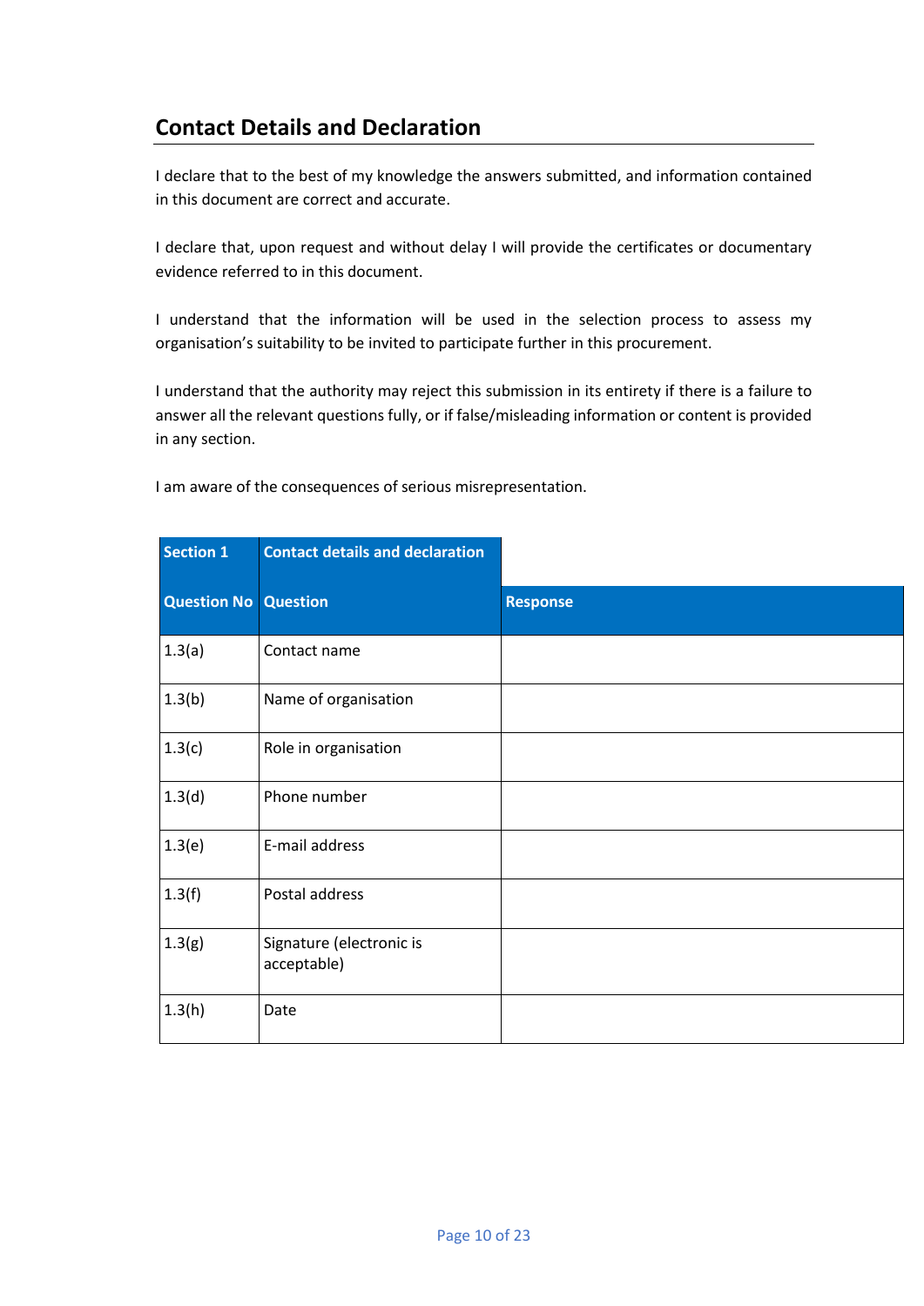## Contact Details and Declaration

I declare that to the best of my knowledge the answers submitted, and information contained in this document are correct and accurate.

I declare that, upon request and without delay I will provide the certificates or documentary evidence referred to in this document.

I understand that the information will be used in the selection process to assess my organisation's suitability to be invited to participate further in this procurement.

I understand that the authority may reject this submission in its entirety if there is a failure to answer all the relevant questions fully, or if false/misleading information or content is provided in any section.

I am aware of the consequences of serious misrepresentation.

| **Section 1** | **Contact details and declaration** | |
|---|---|---|
| **Question No** | **Question** | **Response** |
| 1.3(a) | Contact name | |
| 1.3(b) | Name of organisation | |
| 1.3(c) | Role in organisation | |
| 1.3(d) | Phone number | |
| 1.3(e) | E-mail address | |
| 1.3(f) | Postal address | |
| 1.3(g) | Signature (electronic is acceptable) | |
| 1.3(h) | Date | |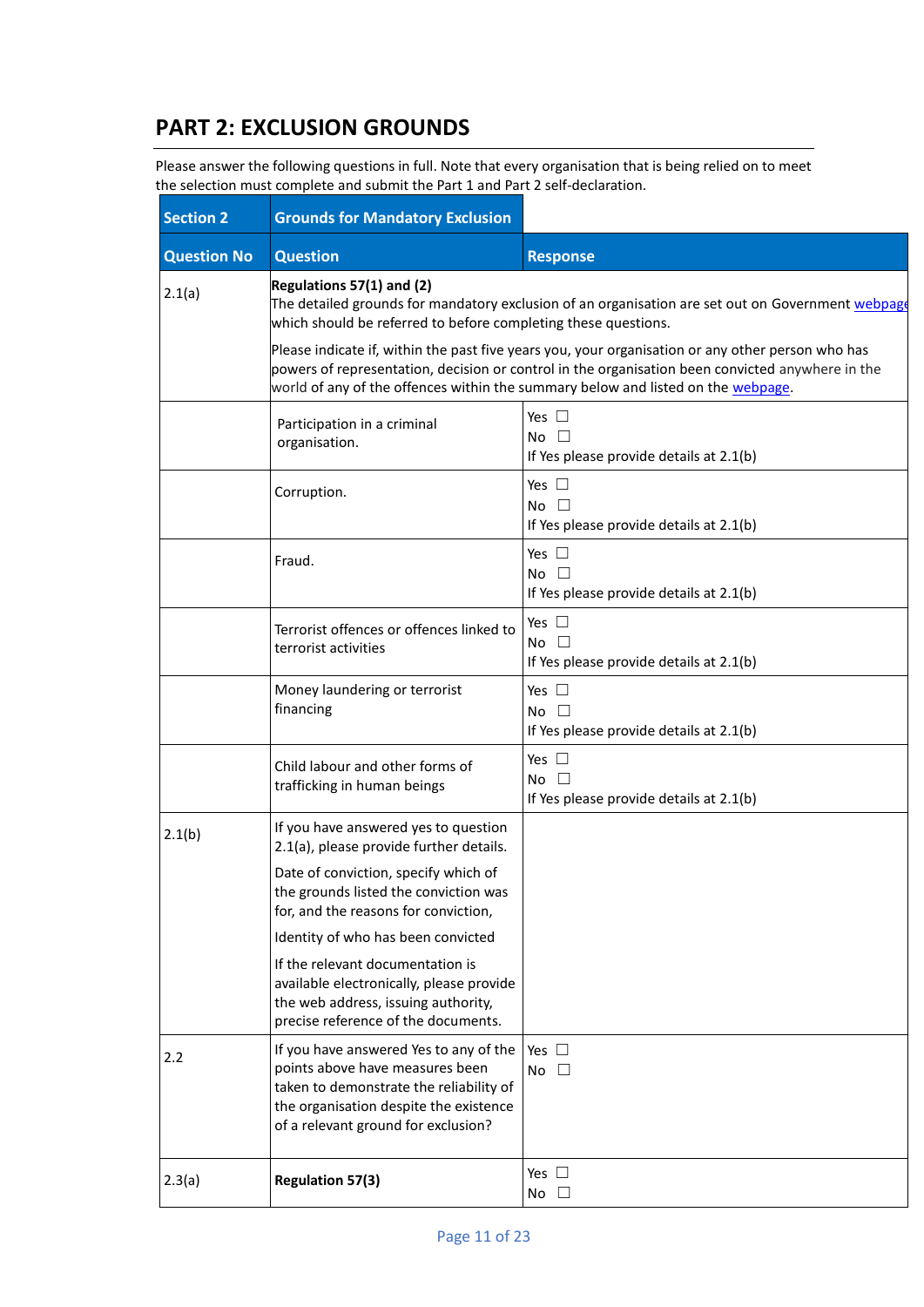## PART 2: EXCLUSION GROUNDS

Please answer the following questions in full. Note that every organisation that is being relied on to meet the selection must complete and submit the Part 1 and Part 2 self-declaration.

| Section 2 | Grounds for Mandatory Exclusion | |
|---|---|---|
| **Question No** | **Question** | **Response** |
| 2.1(a) | **Regulations 57(1) and (2)**<br>The detailed grounds for mandatory exclusion of an organisation are set out on Government [webpage](webpage) which should be referred to before completing these questions.<br>Please indicate if, within the past five years you, your organisation or any other person who has powers of representation, decision or control in the organisation been convicted anywhere in the world of any of the offences within the summary below and listed on the [webpage](webpage). | |
| | Participation in a criminal organisation. | Yes ☐<br>No ☐<br>If Yes please provide details at 2.1(b) |
| | Corruption. | Yes ☐<br>No ☐<br>If Yes please provide details at 2.1(b) |
| | Fraud. | Yes ☐<br>No ☐<br>If Yes please provide details at 2.1(b) |
| | Terrorist offences or offences linked to terrorist activities | Yes ☐<br>No ☐<br>If Yes please provide details at 2.1(b) |
| | Money laundering or terrorist financing | Yes ☐<br>No ☐<br>If Yes please provide details at 2.1(b) |
| | Child labour and other forms of trafficking in human beings | Yes ☐<br>No ☐<br>If Yes please provide details at 2.1(b) |
| 2.1(b) | If you have answered yes to question 2.1(a), please provide further details.<br>Date of conviction, specify which of the grounds listed the conviction was for, and the reasons for conviction,<br>Identity of who has been convicted<br>If the relevant documentation is available electronically, please provide the web address, issuing authority, precise reference of the documents. | |
| 2.2 | If you have answered Yes to any of the points above have measures been taken to demonstrate the reliability of the organisation despite the existence of a relevant ground for exclusion? | Yes ☐<br>No ☐ |
| 2.3(a) | **Regulation 57(3)** | Yes ☐<br>No ☐ |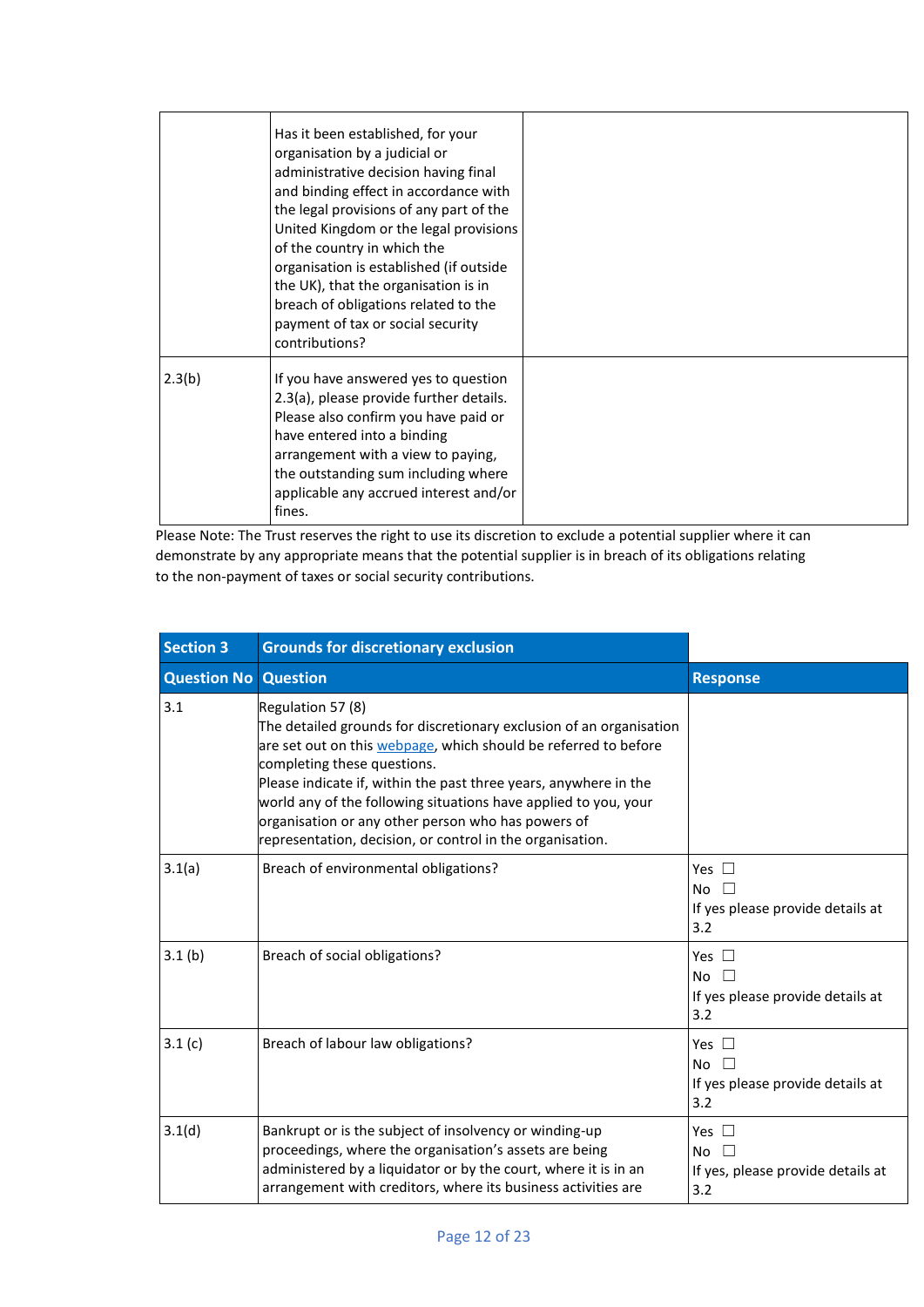| | | |
|---|---|---|
| | Has it been established, for your organisation by a judicial or administrative decision having final and binding effect in accordance with the legal provisions of any part of the United Kingdom or the legal provisions of the country in which the organisation is established (if outside the UK), that the organisation is in breach of obligations related to the payment of tax or social security contributions? | |
| 2.3(b) | If you have answered yes to question 2.3(a), please provide further details. Please also confirm you have paid or have entered into a binding arrangement with a view to paying, the outstanding sum including where applicable any accrued interest and/or fines. | |

Please Note: The Trust reserves the right to use its discretion to exclude a potential supplier where it can demonstrate by any appropriate means that the potential supplier is in breach of its obligations relating to the non-payment of taxes or social security contributions.

| **Section 3** | **Grounds for discretionary exclusion** | |
|---|---|---|
| **Question No** | **Question** | **Response** |
| 3.1 | Regulation 57 (8)<br>The detailed grounds for discretionary exclusion of an organisation are set out on this [webpage](), which should be referred to before completing these questions.<br>Please indicate if, within the past three years, anywhere in the world any of the following situations have applied to you, your organisation or any other person who has powers of representation, decision, or control in the organisation. | |
| 3.1(a) | Breach of environmental obligations? | Yes ☐<br>No ☐<br>If yes please provide details at 3.2 |
| 3.1 (b) | Breach of social obligations? | Yes ☐<br>No ☐<br>If yes please provide details at 3.2 |
| 3.1 (c) | Breach of labour law obligations? | Yes ☐<br>No ☐<br>If yes please provide details at 3.2 |
| 3.1(d) | Bankrupt or is the subject of insolvency or winding-up proceedings, where the organisation's assets are being administered by a liquidator or by the court, where it is in an arrangement with creditors, where its business activities are | Yes ☐<br>No ☐<br>If yes, please provide details at 3.2 |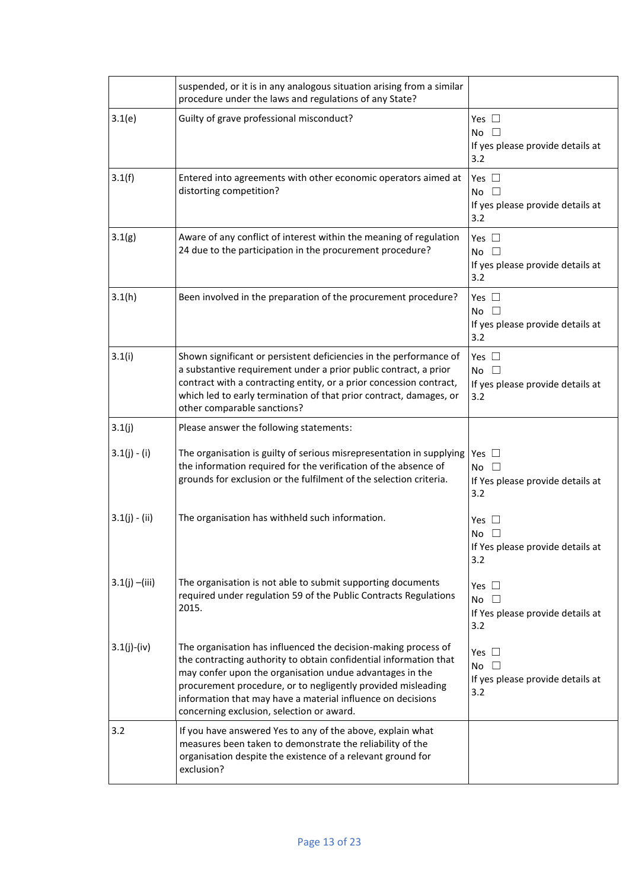| | | |
|---|---|---|
| | suspended, or it is in any analogous situation arising from a similar procedure under the laws and regulations of any State? | |
| 3.1(e) | Guilty of grave professional misconduct? | Yes ☐<br>No ☐<br>If yes please provide details at 3.2 |
| 3.1(f) | Entered into agreements with other economic operators aimed at distorting competition? | Yes ☐<br>No ☐<br>If yes please provide details at 3.2 |
| 3.1(g) | Aware of any conflict of interest within the meaning of regulation 24 due to the participation in the procurement procedure? | Yes ☐<br>No ☐<br>If yes please provide details at 3.2 |
| 3.1(h) | Been involved in the preparation of the procurement procedure? | Yes ☐<br>No ☐<br>If yes please provide details at 3.2 |
| 3.1(i) | Shown significant or persistent deficiencies in the performance of a substantive requirement under a prior public contract, a prior contract with a contracting entity, or a prior concession contract, which led to early termination of that prior contract, damages, or other comparable sanctions? | Yes ☐<br>No ☐<br>If yes please provide details at 3.2 |
| 3.1(j) | Please answer the following statements: | |
| 3.1(j) - (i) | The organisation is guilty of serious misrepresentation in supplying the information required for the verification of the absence of grounds for exclusion or the fulfilment of the selection criteria. | Yes ☐<br>No ☐<br>If Yes please provide details at 3.2 |
| 3.1(j) - (ii) | The organisation has withheld such information. | Yes ☐<br>No ☐<br>If Yes please provide details at 3.2 |
| 3.1(j) –(iii) | The organisation is not able to submit supporting documents required under regulation 59 of the Public Contracts Regulations 2015. | Yes ☐<br>No ☐<br>If Yes please provide details at 3.2 |
| 3.1(j)-(iv) | The organisation has influenced the decision-making process of the contracting authority to obtain confidential information that may confer upon the organisation undue advantages in the procurement procedure, or to negligently provided misleading information that may have a material influence on decisions concerning exclusion, selection or award. | Yes ☐<br>No ☐<br>If yes please provide details at 3.2 |
| 3.2 | If you have answered Yes to any of the above, explain what measures been taken to demonstrate the reliability of the organisation despite the existence of a relevant ground for exclusion? | |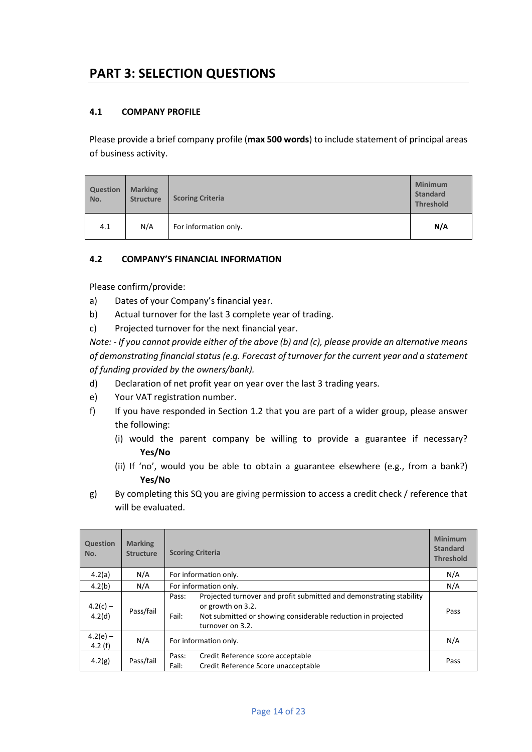# PART 3: SELECTION QUESTIONS

### 4.1 COMPANY PROFILE

Please provide a brief company profile (**max 500 words**) to include statement of principal areas of business activity.

| Question No. | Marking Structure | Scoring Criteria | Minimum Standard Threshold |
|---|---|---|---|
| 4.1 | N/A | For information only. | **N/A** |

### 4.2 COMPANY'S FINANCIAL INFORMATION

Please confirm/provide:

a) Dates of your Company's financial year.

b) Actual turnover for the last 3 complete year of trading.

c) Projected turnover for the next financial year.

*Note: - If you cannot provide either of the above (b) and (c), please provide an alternative means of demonstrating financial status (e.g. Forecast of turnover for the current year and a statement of funding provided by the owners/bank).*

d) Declaration of net profit year on year over the last 3 trading years.

e) Your VAT registration number.

f) If you have responded in Section 1.2 that you are part of a wider group, please answer the following:

   (i) would the parent company be willing to provide a guarantee if necessary? **Yes/No**

   (ii) If 'no', would you be able to obtain a guarantee elsewhere (e.g., from a bank?) **Yes/No**

g) By completing this SQ you are giving permission to access a credit check / reference that will be evaluated.

| Question No. | Marking Structure | Scoring Criteria | Minimum Standard Threshold |
|---|---|---|---|
| 4.2(a) | N/A | For information only. | N/A |
| 4.2(b) | N/A | For information only. | N/A |
| 4.2(c) – 4.2(d) | Pass/fail | Pass: Projected turnover and profit submitted and demonstrating stability or growth on 3.2.<br>Fail: Not submitted or showing considerable reduction in projected turnover on 3.2. | Pass |
| 4.2(e) – 4.2 (f) | N/A | For information only. | N/A |
| 4.2(g) | Pass/fail | Pass: Credit Reference score acceptable<br>Fail: Credit Reference Score unacceptable | Pass |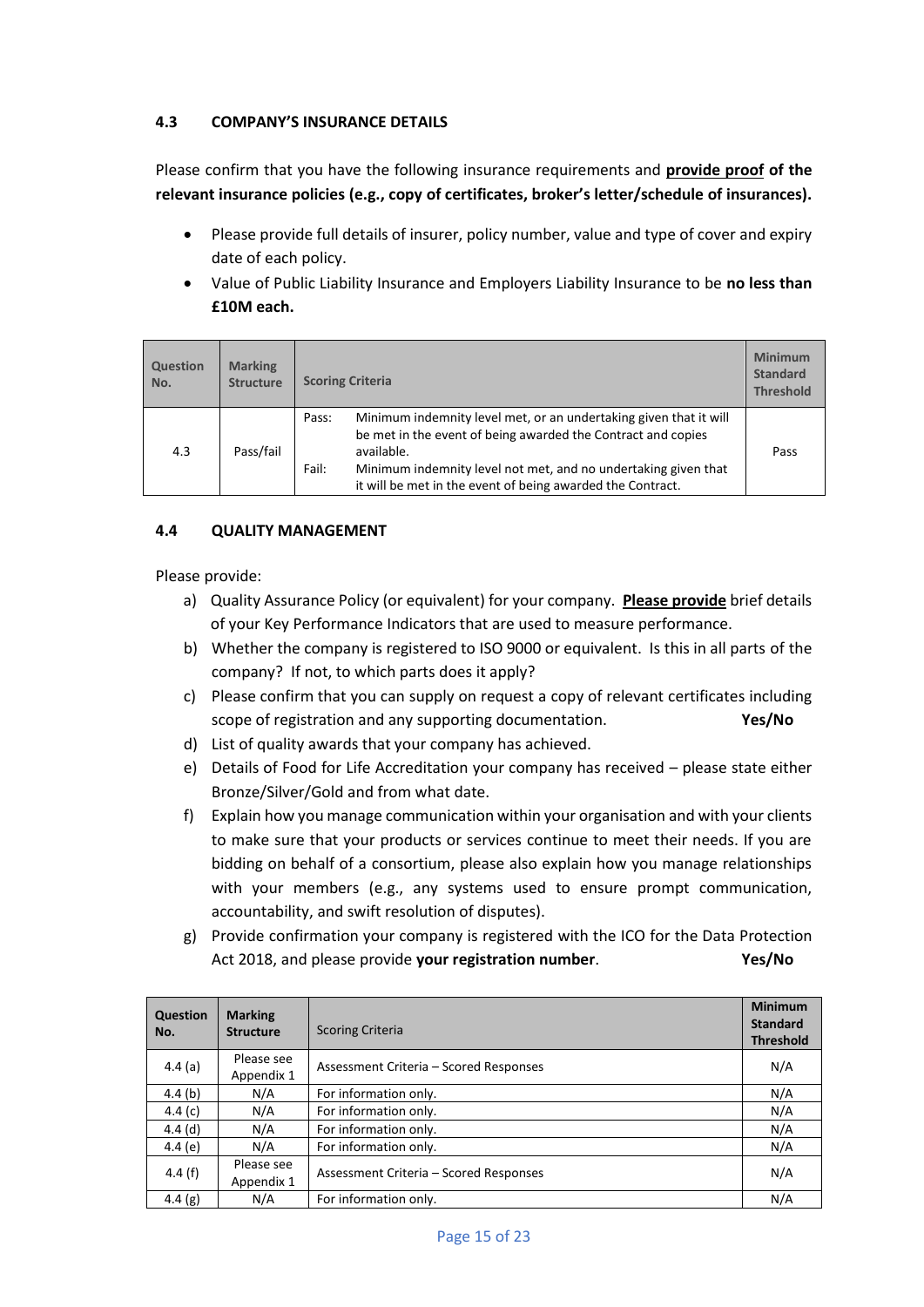### 4.3 COMPANY'S INSURANCE DETAILS

Please confirm that you have the following insurance requirements and **<u>provide proof</u> of the relevant insurance policies (e.g., copy of certificates, broker's letter/schedule of insurances).**

- Please provide full details of insurer, policy number, value and type of cover and expiry date of each policy.
- Value of Public Liability Insurance and Employers Liability Insurance to be **no less than £10M each.**

| Question No. | Marking Structure | Scoring Criteria | Minimum Standard Threshold |
|---|---|---|---|
| 4.3 | Pass/fail | Pass: Minimum indemnity level met, or an undertaking given that it will be met in the event of being awarded the Contract and copies available.<br>Fail: Minimum indemnity level not met, and no undertaking given that it will be met in the event of being awarded the Contract. | Pass |

### 4.4 QUALITY MANAGEMENT

Please provide:

a) Quality Assurance Policy (or equivalent) for your company. **<u>Please provide</u>** brief details of your Key Performance Indicators that are used to measure performance.

b) Whether the company is registered to ISO 9000 or equivalent. Is this in all parts of the company? If not, to which parts does it apply?

c) Please confirm that you can supply on request a copy of relevant certificates including scope of registration and any supporting documentation. **Yes/No**

d) List of quality awards that your company has achieved.

e) Details of Food for Life Accreditation your company has received – please state either Bronze/Silver/Gold and from what date.

f) Explain how you manage communication within your organisation and with your clients to make sure that your products or services continue to meet their needs. If you are bidding on behalf of a consortium, please also explain how you manage relationships with your members (e.g., any systems used to ensure prompt communication, accountability, and swift resolution of disputes).

g) Provide confirmation your company is registered with the ICO for the Data Protection Act 2018, and please provide **your registration number**. **Yes/No**

| Question No. | Marking Structure | Scoring Criteria | Minimum Standard Threshold |
|---|---|---|---|
| 4.4 (a) | Please see Appendix 1 | Assessment Criteria – Scored Responses | N/A |
| 4.4 (b) | N/A | For information only. | N/A |
| 4.4 (c) | N/A | For information only. | N/A |
| 4.4 (d) | N/A | For information only. | N/A |
| 4.4 (e) | N/A | For information only. | N/A |
| 4.4 (f) | Please see Appendix 1 | Assessment Criteria – Scored Responses | N/A |
| 4.4 (g) | N/A | For information only. | N/A |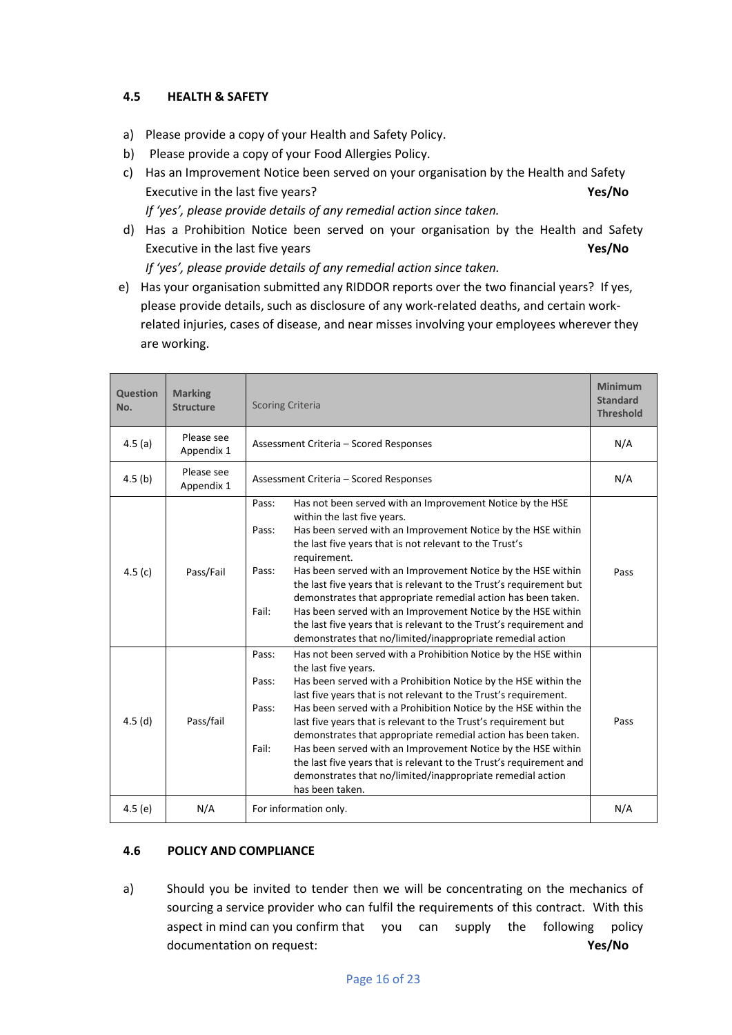## 4.5 HEALTH & SAFETY

a) Please provide a copy of your Health and Safety Policy.

b) Please provide a copy of your Food Allergies Policy.

c) Has an Improvement Notice been served on your organisation by the Health and Safety Executive in the last five years? **Yes/No**

*If 'yes', please provide details of any remedial action since taken.*

d) Has a Prohibition Notice been served on your organisation by the Health and Safety Executive in the last five years **Yes/No**

*If 'yes', please provide details of any remedial action since taken.*

e) Has your organisation submitted any RIDDOR reports over the two financial years? If yes, please provide details, such as disclosure of any work-related deaths, and certain work-related injuries, cases of disease, and near misses involving your employees wherever they are working.

| Question No. | Marking Structure | Scoring Criteria | Minimum Standard Threshold |
|---|---|---|---|
| 4.5 (a) | Please see Appendix 1 | Assessment Criteria – Scored Responses | N/A |
| 4.5 (b) | Please see Appendix 1 | Assessment Criteria – Scored Responses | N/A |
| 4.5 (c) | Pass/Fail | Pass: Has not been served with an Improvement Notice by the HSE within the last five years.<br>Pass: Has been served with an Improvement Notice by the HSE within the last five years that is not relevant to the Trust's requirement.<br>Pass: Has been served with an Improvement Notice by the HSE within the last five years that is relevant to the Trust's requirement but demonstrates that appropriate remedial action has been taken.<br>Fail: Has been served with an Improvement Notice by the HSE within the last five years that is relevant to the Trust's requirement and demonstrates that no/limited/inappropriate remedial action | Pass |
| 4.5 (d) | Pass/fail | Pass: Has not been served with a Prohibition Notice by the HSE within the last five years.<br>Pass: Has been served with a Prohibition Notice by the HSE within the last five years that is not relevant to the Trust's requirement.<br>Pass: Has been served with a Prohibition Notice by the HSE within the last five years that is relevant to the Trust's requirement but demonstrates that appropriate remedial action has been taken.<br>Fail: Has been served with an Improvement Notice by the HSE within the last five years that is relevant to the Trust's requirement and demonstrates that no/limited/inappropriate remedial action has been taken. | Pass |
| 4.5 (e) | N/A | For information only. | N/A |

## 4.6 POLICY AND COMPLIANCE

a) Should you be invited to tender then we will be concentrating on the mechanics of sourcing a service provider who can fulfil the requirements of this contract. With this aspect in mind can you confirm that you can supply the following policy documentation on request: **Yes/No**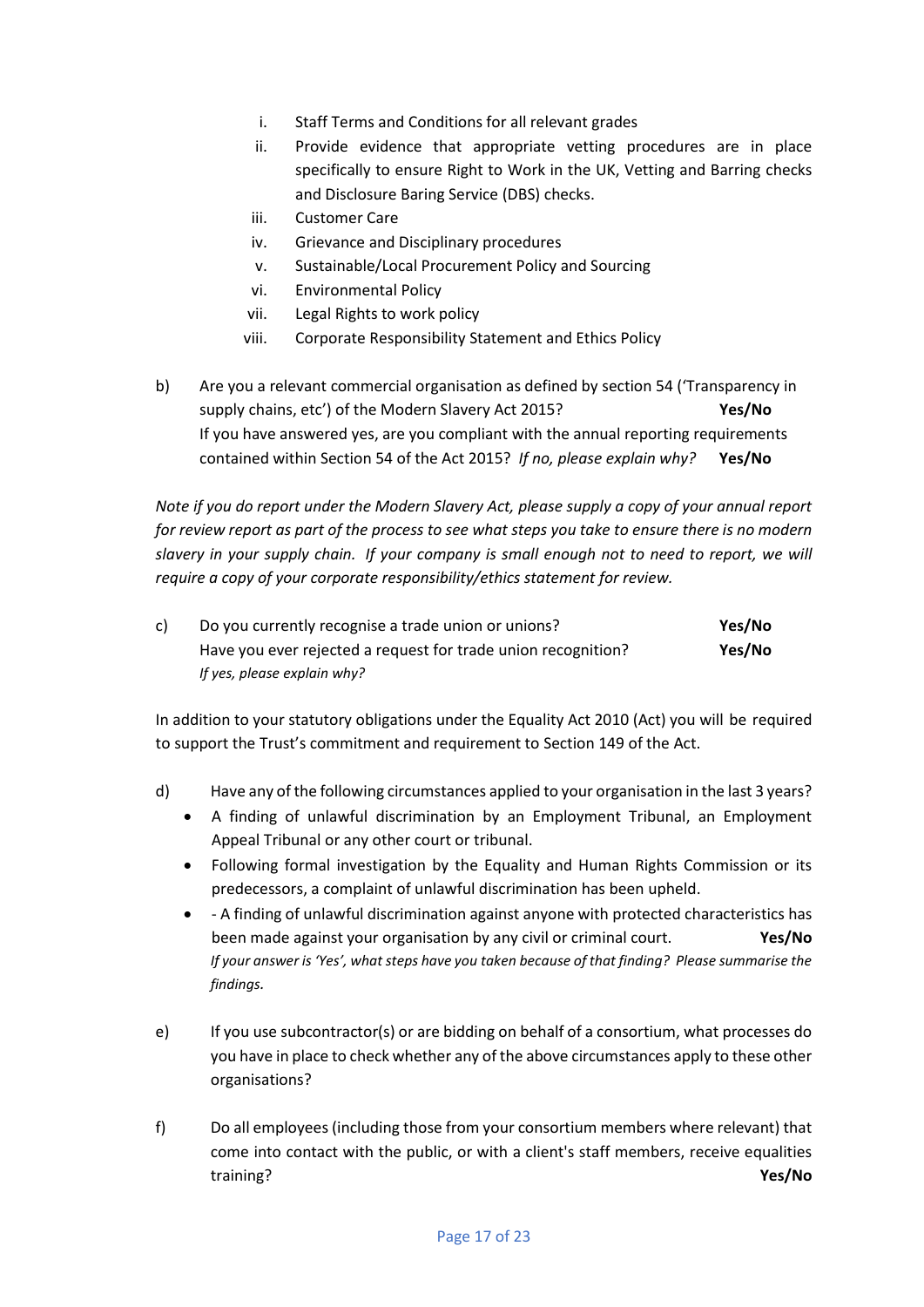i. Staff Terms and Conditions for all relevant grades
ii. Provide evidence that appropriate vetting procedures are in place specifically to ensure Right to Work in the UK, Vetting and Barring checks and Disclosure Baring Service (DBS) checks.
iii. Customer Care
iv. Grievance and Disciplinary procedures
v. Sustainable/Local Procurement Policy and Sourcing
vi. Environmental Policy
vii. Legal Rights to work policy
viii. Corporate Responsibility Statement and Ethics Policy

b) Are you a relevant commercial organisation as defined by section 54 ('Transparency in supply chains, etc') of the Modern Slavery Act 2015? **Yes/No**
If you have answered yes, are you compliant with the annual reporting requirements contained within Section 54 of the Act 2015? *If no, please explain why?* **Yes/No**

*Note if you do report under the Modern Slavery Act, please supply a copy of your annual report for review report as part of the process to see what steps you take to ensure there is no modern slavery in your supply chain. If your company is small enough not to need to report, we will require a copy of your corporate responsibility/ethics statement for review.*

c) Do you currently recognise a trade union or unions? **Yes/No**
Have you ever rejected a request for trade union recognition? **Yes/No**
*If yes, please explain why?*

In addition to your statutory obligations under the Equality Act 2010 (Act) you will be required to support the Trust's commitment and requirement to Section 149 of the Act.

d) Have any of the following circumstances applied to your organisation in the last 3 years?
- A finding of unlawful discrimination by an Employment Tribunal, an Employment Appeal Tribunal or any other court or tribunal.
- Following formal investigation by the Equality and Human Rights Commission or its predecessors, a complaint of unlawful discrimination has been upheld.
- - A finding of unlawful discrimination against anyone with protected characteristics has been made against your organisation by any civil or criminal court. **Yes/No**
*If your answer is 'Yes', what steps have you taken because of that finding? Please summarise the findings.*

e) If you use subcontractor(s) or are bidding on behalf of a consortium, what processes do you have in place to check whether any of the above circumstances apply to these other organisations?

f) Do all employees (including those from your consortium members where relevant) that come into contact with the public, or with a client's staff members, receive equalities training? **Yes/No**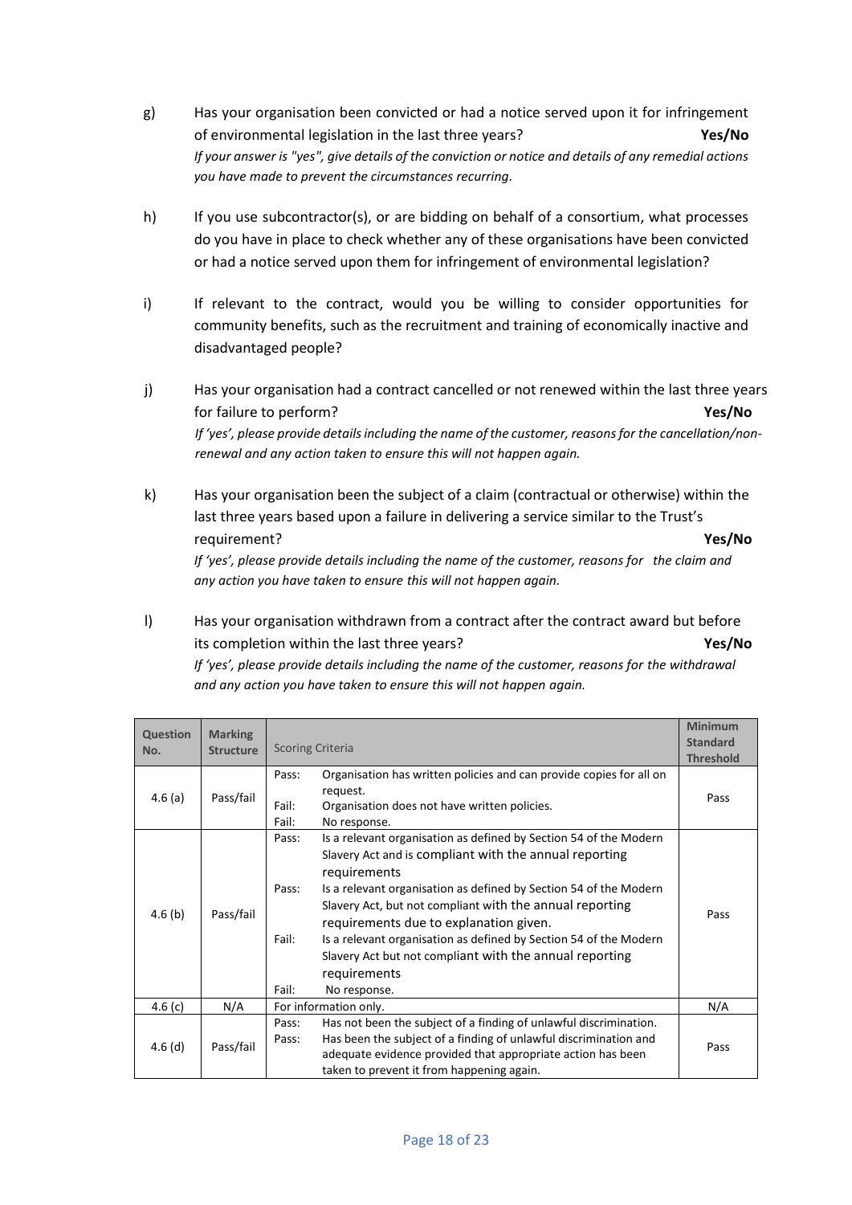g) Has your organisation been convicted or had a notice served upon it for infringement of environmental legislation in the last three years? **Yes/No**
*If your answer is "yes", give details of the conviction or notice and details of any remedial actions you have made to prevent the circumstances recurring.*

h) If you use subcontractor(s), or are bidding on behalf of a consortium, what processes do you have in place to check whether any of these organisations have been convicted or had a notice served upon them for infringement of environmental legislation?

i) If relevant to the contract, would you be willing to consider opportunities for community benefits, such as the recruitment and training of economically inactive and disadvantaged people?

j) Has your organisation had a contract cancelled or not renewed within the last three years for failure to perform? **Yes/No**
*If 'yes', please provide details including the name of the customer, reasons for the cancellation/non-renewal and any action taken to ensure this will not happen again.*

k) Has your organisation been the subject of a claim (contractual or otherwise) within the last three years based upon a failure in delivering a service similar to the Trust's requirement? **Yes/No**
*If 'yes', please provide details including the name of the customer, reasons for the claim and any action you have taken to ensure this will not happen again.*

l) Has your organisation withdrawn from a contract after the contract award but before its completion within the last three years? **Yes/No**
*If 'yes', please provide details including the name of the customer, reasons for the withdrawal and any action you have taken to ensure this will not happen again.*

| Question No. | Marking Structure | Scoring Criteria | Minimum Standard Threshold |
|---|---|---|---|
| 4.6 (a) | Pass/fail | Pass: Organisation has written policies and can provide copies for all on request.<br>Fail: Organisation does not have written policies.<br>Fail: No response. | Pass |
| 4.6 (b) | Pass/fail | Pass: Is a relevant organisation as defined by Section 54 of the Modern Slavery Act and is compliant with the annual reporting requirements<br>Pass: Is a relevant organisation as defined by Section 54 of the Modern Slavery Act, but not compliant with the annual reporting requirements due to explanation given.<br>Fail: Is a relevant organisation as defined by Section 54 of the Modern Slavery Act but not compliant with the annual reporting requirements<br>Fail: No response. | Pass |
| 4.6 (c) | N/A | For information only. | N/A |
| 4.6 (d) | Pass/fail | Pass: Has not been the subject of a finding of unlawful discrimination.<br>Pass: Has been the subject of a finding of unlawful discrimination and adequate evidence provided that appropriate action has been taken to prevent it from happening again. | Pass |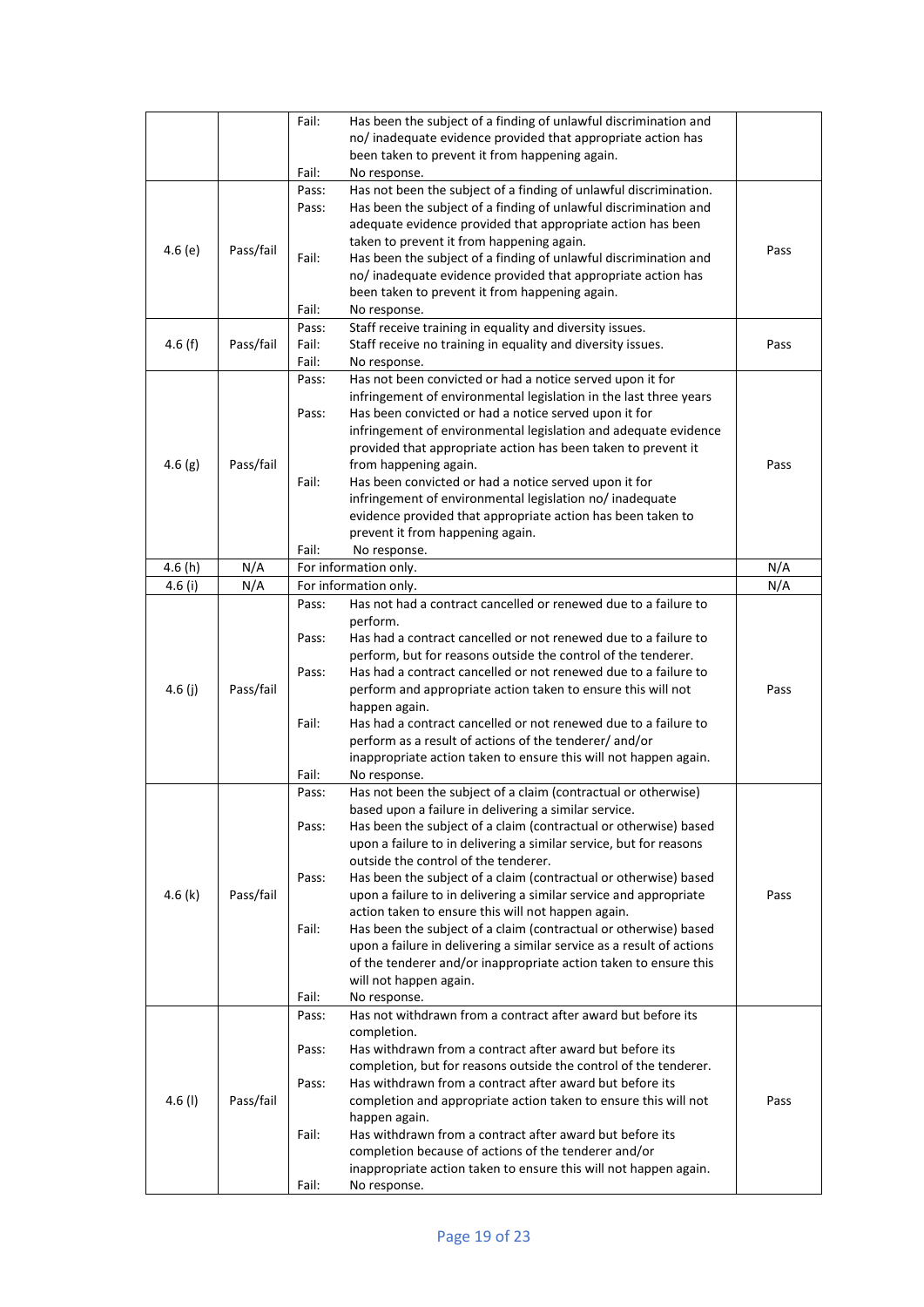| | | | |
|---|---|---|---|
| | | Fail: Has been the subject of a finding of unlawful discrimination and no/ inadequate evidence provided that appropriate action has been taken to prevent it from happening again.<br>Fail: No response. | |
| 4.6 (e) | Pass/fail | Pass: Has not been the subject of a finding of unlawful discrimination.<br>Pass: Has been the subject of a finding of unlawful discrimination and adequate evidence provided that appropriate action has been taken to prevent it from happening again.<br>Fail: Has been the subject of a finding of unlawful discrimination and no/ inadequate evidence provided that appropriate action has been taken to prevent it from happening again.<br>Fail: No response. | Pass |
| 4.6 (f) | Pass/fail | Pass: Staff receive training in equality and diversity issues.<br>Fail: Staff receive no training in equality and diversity issues.<br>Fail: No response. | Pass |
| 4.6 (g) | Pass/fail | Pass: Has not been convicted or had a notice served upon it for infringement of environmental legislation in the last three years<br>Pass: Has been convicted or had a notice served upon it for infringement of environmental legislation and adequate evidence provided that appropriate action has been taken to prevent it from happening again.<br>Fail: Has been convicted or had a notice served upon it for infringement of environmental legislation no/ inadequate evidence provided that appropriate action has been taken to prevent it from happening again.<br>Fail: No response. | Pass |
| 4.6 (h) | N/A | For information only. | N/A |
| 4.6 (i) | N/A | For information only. | N/A |
| 4.6 (j) | Pass/fail | Pass: Has not had a contract cancelled or renewed due to a failure to perform.<br>Pass: Has had a contract cancelled or not renewed due to a failure to perform, but for reasons outside the control of the tenderer.<br>Pass: Has had a contract cancelled or not renewed due to a failure to perform and appropriate action taken to ensure this will not happen again.<br>Fail: Has had a contract cancelled or not renewed due to a failure to perform as a result of actions of the tenderer/ and/or inappropriate action taken to ensure this will not happen again.<br>Fail: No response. | Pass |
| 4.6 (k) | Pass/fail | Pass: Has not been the subject of a claim (contractual or otherwise) based upon a failure in delivering a similar service.<br>Pass: Has been the subject of a claim (contractual or otherwise) based upon a failure to in delivering a similar service, but for reasons outside the control of the tenderer.<br>Pass: Has been the subject of a claim (contractual or otherwise) based upon a failure to in delivering a similar service and appropriate action taken to ensure this will not happen again.<br>Fail: Has been the subject of a claim (contractual or otherwise) based upon a failure in delivering a similar service as a result of actions of the tenderer and/or inappropriate action taken to ensure this will not happen again.<br>Fail: No response. | Pass |
| 4.6 (l) | Pass/fail | Pass: Has not withdrawn from a contract after award but before its completion.<br>Pass: Has withdrawn from a contract after award but before its completion, but for reasons outside the control of the tenderer.<br>Pass: Has withdrawn from a contract after award but before its completion and appropriate action taken to ensure this will not happen again.<br>Fail: Has withdrawn from a contract after award but before its completion because of actions of the tenderer and/or inappropriate action taken to ensure this will not happen again.<br>Fail: No response. | Pass |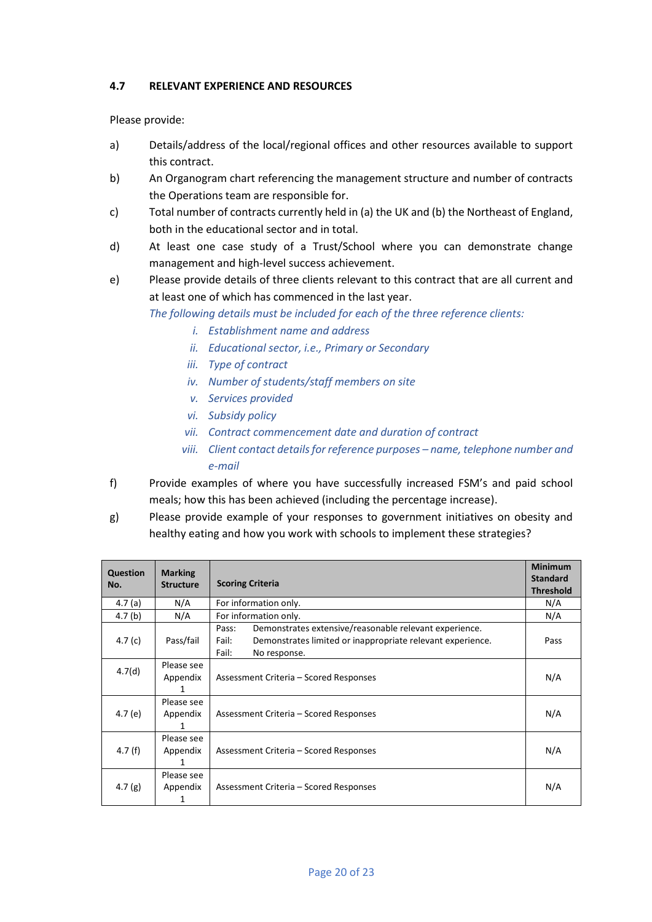### 4.7 RELEVANT EXPERIENCE AND RESOURCES

Please provide:

a) Details/address of the local/regional offices and other resources available to support this contract.

b) An Organogram chart referencing the management structure and number of contracts the Operations team are responsible for.

c) Total number of contracts currently held in (a) the UK and (b) the Northeast of England, both in the educational sector and in total.

d) At least one case study of a Trust/School where you can demonstrate change management and high-level success achievement.

e) Please provide details of three clients relevant to this contract that are all current and at least one of which has commenced in the last year.

   *The following details must be included for each of the three reference clients:*

   i. *Establishment name and address*
   ii. *Educational sector, i.e., Primary or Secondary*
   iii. *Type of contract*
   iv. *Number of students/staff members on site*
   v. *Services provided*
   vi. *Subsidy policy*
   vii. *Contract commencement date and duration of contract*
   viii. *Client contact details for reference purposes – name, telephone number and e-mail*

f) Provide examples of where you have successfully increased FSM's and paid school meals; how this has been achieved (including the percentage increase).

g) Please provide example of your responses to government initiatives on obesity and healthy eating and how you work with schools to implement these strategies?

| Question No. | Marking Structure | Scoring Criteria | Minimum Standard Threshold |
|---|---|---|---|
| 4.7 (a) | N/A | For information only. | N/A |
| 4.7 (b) | N/A | For information only. | N/A |
| 4.7 (c) | Pass/fail | Pass: Demonstrates extensive/reasonable relevant experience.<br>Fail: Demonstrates limited or inappropriate relevant experience.<br>Fail: No response. | Pass |
| 4.7(d) | Please see Appendix 1 | Assessment Criteria – Scored Responses | N/A |
| 4.7 (e) | Please see Appendix 1 | Assessment Criteria – Scored Responses | N/A |
| 4.7 (f) | Please see Appendix 1 | Assessment Criteria – Scored Responses | N/A |
| 4.7 (g) | Please see Appendix 1 | Assessment Criteria – Scored Responses | N/A |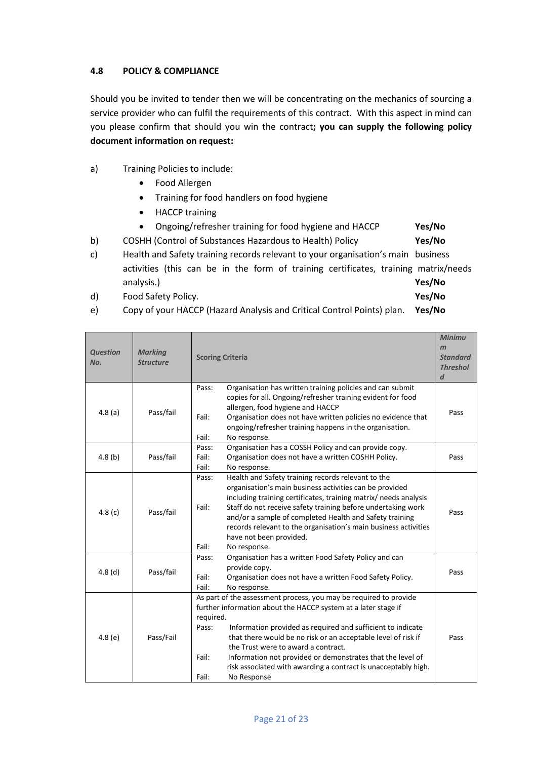### 4.8 POLICY & COMPLIANCE

Should you be invited to tender then we will be concentrating on the mechanics of sourcing a service provider who can fulfil the requirements of this contract. With this aspect in mind can you please confirm that should you win the contract**; you can supply the following policy document information on request:**

a) Training Policies to include:
- Food Allergen
- Training for food handlers on food hygiene
- HACCP training
- Ongoing/refresher training for food hygiene and HACCP **Yes/No**

b) COSHH (Control of Substances Hazardous to Health) Policy **Yes/No**

c) Health and Safety training records relevant to your organisation's main business activities (this can be in the form of training certificates, training matrix/needs analysis.) **Yes/No**

d) Food Safety Policy. **Yes/No**

e) Copy of your HACCP (Hazard Analysis and Critical Control Points) plan. **Yes/No**

| *Question No.* | *Marking Structure* | **Scoring Criteria** | *Minimum Standard Threshold* |
|---|---|---|---|
| 4.8 (a) | Pass/fail | Pass: Organisation has written training policies and can submit copies for all. Ongoing/refresher training evident for food allergen, food hygiene and HACCP<br>Fail: Organisation does not have written policies no evidence that ongoing/refresher training happens in the organisation.<br>Fail: No response. | Pass |
| 4.8 (b) | Pass/fail | Pass: Organisation has a COSSH Policy and can provide copy.<br>Fail: Organisation does not have a written COSHH Policy.<br>Fail: No response. | Pass |
| 4.8 (c) | Pass/fail | Pass: Health and Safety training records relevant to the organisation's main business activities can be provided including training certificates, training matrix/ needs analysis<br>Fail: Staff do not receive safety training before undertaking work and/or a sample of completed Health and Safety training records relevant to the organisation's main business activities have not been provided.<br>Fail: No response. | Pass |
| 4.8 (d) | Pass/fail | Pass: Organisation has a written Food Safety Policy and can provide copy.<br>Fail: Organisation does not have a written Food Safety Policy.<br>Fail: No response. | Pass |
| 4.8 (e) | Pass/Fail | As part of the assessment process, you may be required to provide further information about the HACCP system at a later stage if required.<br>Pass: Information provided as required and sufficient to indicate that there would be no risk or an acceptable level of risk if the Trust were to award a contract.<br>Fail: Information not provided or demonstrates that the level of risk associated with awarding a contract is unacceptably high.<br>Fail: No Response | Pass |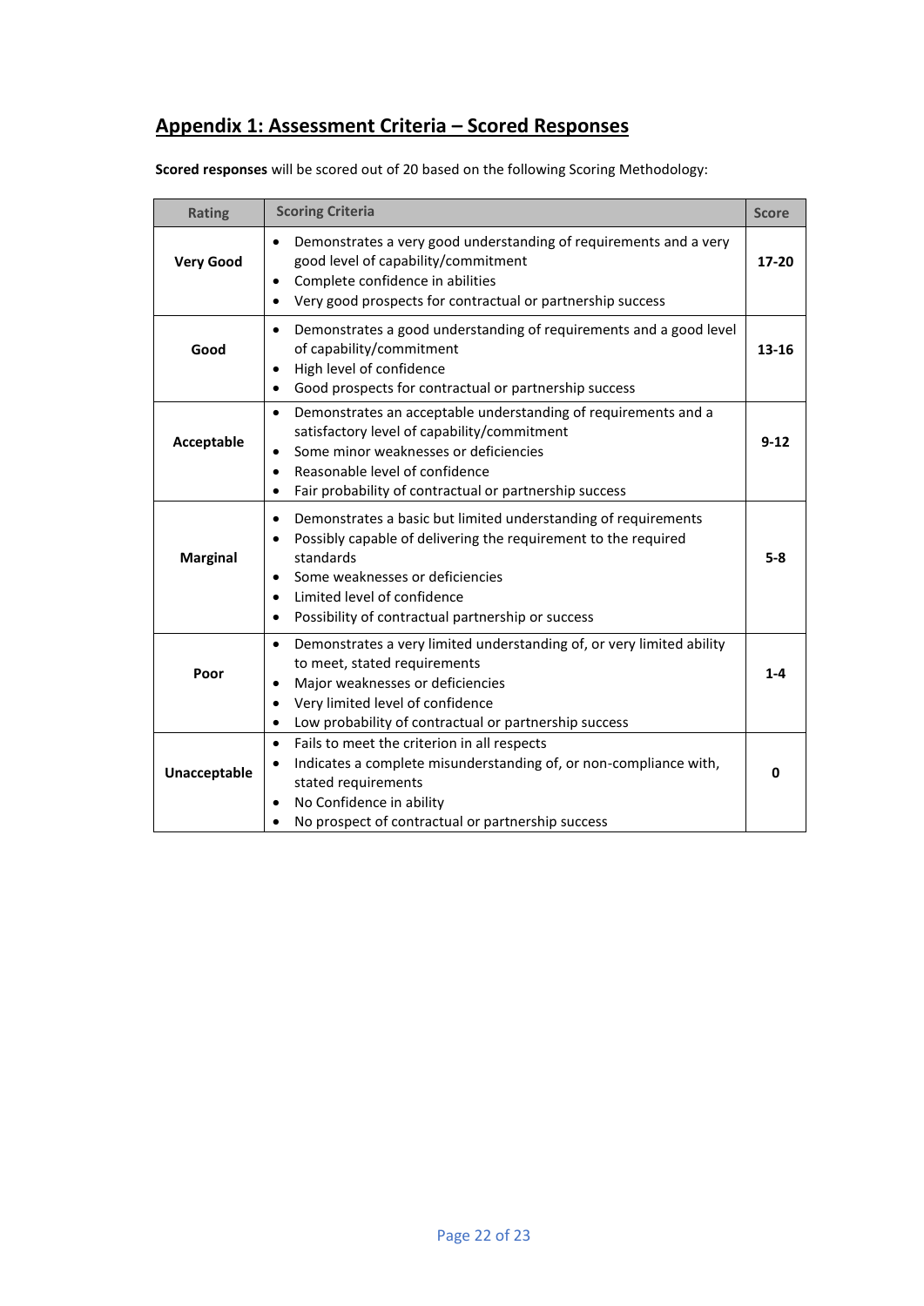## Appendix 1: Assessment Criteria – Scored Responses

**Scored responses** will be scored out of 20 based on the following Scoring Methodology:

| Rating | Scoring Criteria | Score |
|---|---|---|
| **Very Good** | • Demonstrates a very good understanding of requirements and a very good level of capability/commitment<br>• Complete confidence in abilities<br>• Very good prospects for contractual or partnership success | **17-20** |
| **Good** | • Demonstrates a good understanding of requirements and a good level of capability/commitment<br>• High level of confidence<br>• Good prospects for contractual or partnership success | **13-16** |
| **Acceptable** | • Demonstrates an acceptable understanding of requirements and a satisfactory level of capability/commitment<br>• Some minor weaknesses or deficiencies<br>• Reasonable level of confidence<br>• Fair probability of contractual or partnership success | **9-12** |
| **Marginal** | • Demonstrates a basic but limited understanding of requirements<br>• Possibly capable of delivering the requirement to the required standards<br>• Some weaknesses or deficiencies<br>• Limited level of confidence<br>• Possibility of contractual partnership or success | **5-8** |
| **Poor** | • Demonstrates a very limited understanding of, or very limited ability to meet, stated requirements<br>• Major weaknesses or deficiencies<br>• Very limited level of confidence<br>• Low probability of contractual or partnership success | **1-4** |
| **Unacceptable** | • Fails to meet the criterion in all respects<br>• Indicates a complete misunderstanding of, or non-compliance with, stated requirements<br>• No Confidence in ability<br>• No prospect of contractual or partnership success | **0** |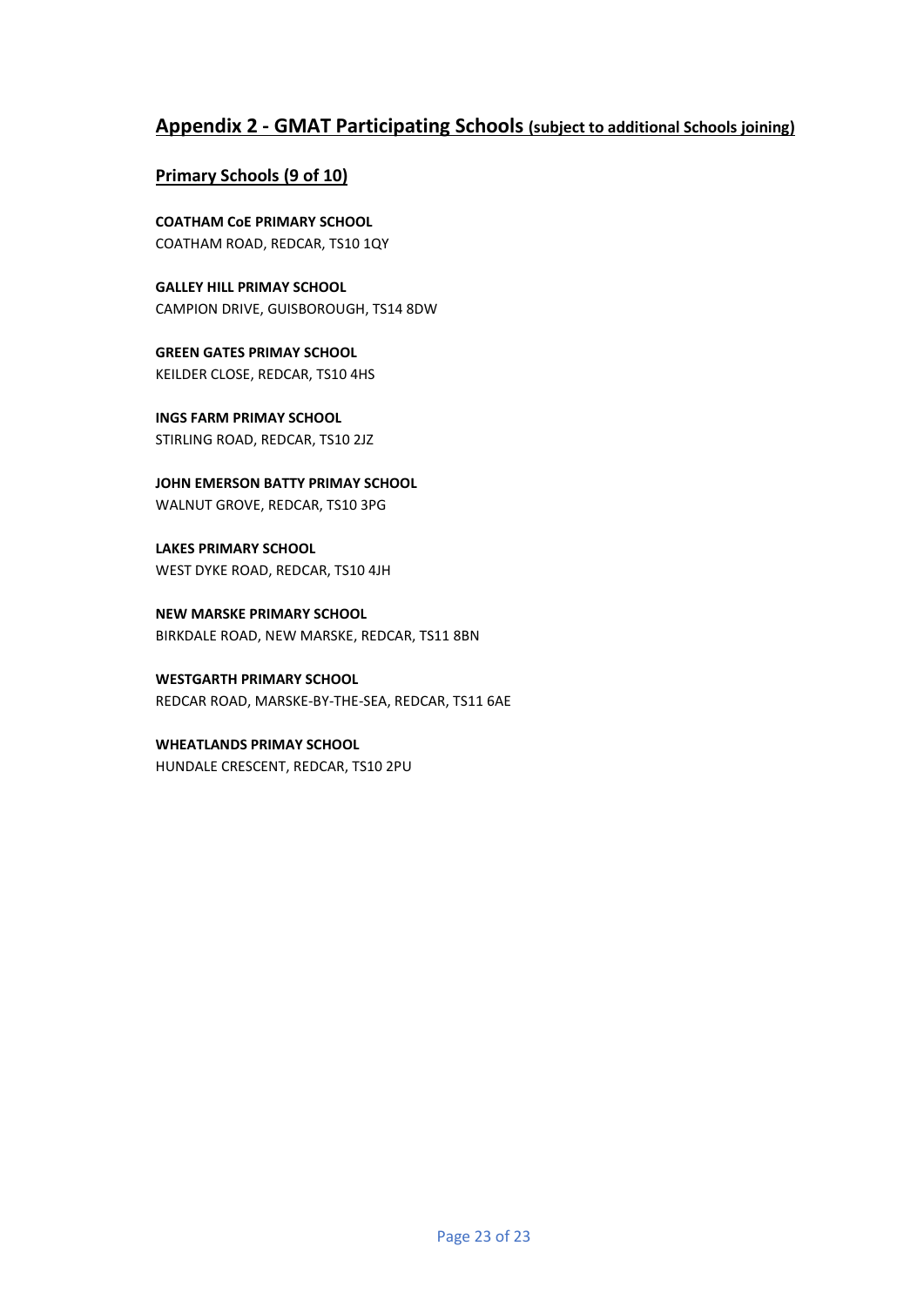## Appendix 2 - GMAT Participating Schools (subject to additional Schools joining)

### Primary Schools (9 of 10)

**COATHAM CoE PRIMARY SCHOOL**
COATHAM ROAD, REDCAR, TS10 1QY

**GALLEY HILL PRIMAY SCHOOL**
CAMPION DRIVE, GUISBOROUGH, TS14 8DW

**GREEN GATES PRIMAY SCHOOL**
KEILDER CLOSE, REDCAR, TS10 4HS

**INGS FARM PRIMAY SCHOOL**
STIRLING ROAD, REDCAR, TS10 2JZ

**JOHN EMERSON BATTY PRIMAY SCHOOL**
WALNUT GROVE, REDCAR, TS10 3PG

**LAKES PRIMARY SCHOOL**
WEST DYKE ROAD, REDCAR, TS10 4JH

**NEW MARSKE PRIMARY SCHOOL**
BIRKDALE ROAD, NEW MARSKE, REDCAR, TS11 8BN

**WESTGARTH PRIMARY SCHOOL**
REDCAR ROAD, MARSKE-BY-THE-SEA, REDCAR, TS11 6AE

**WHEATLANDS PRIMAY SCHOOL**
HUNDALE CRESCENT, REDCAR, TS10 2PU